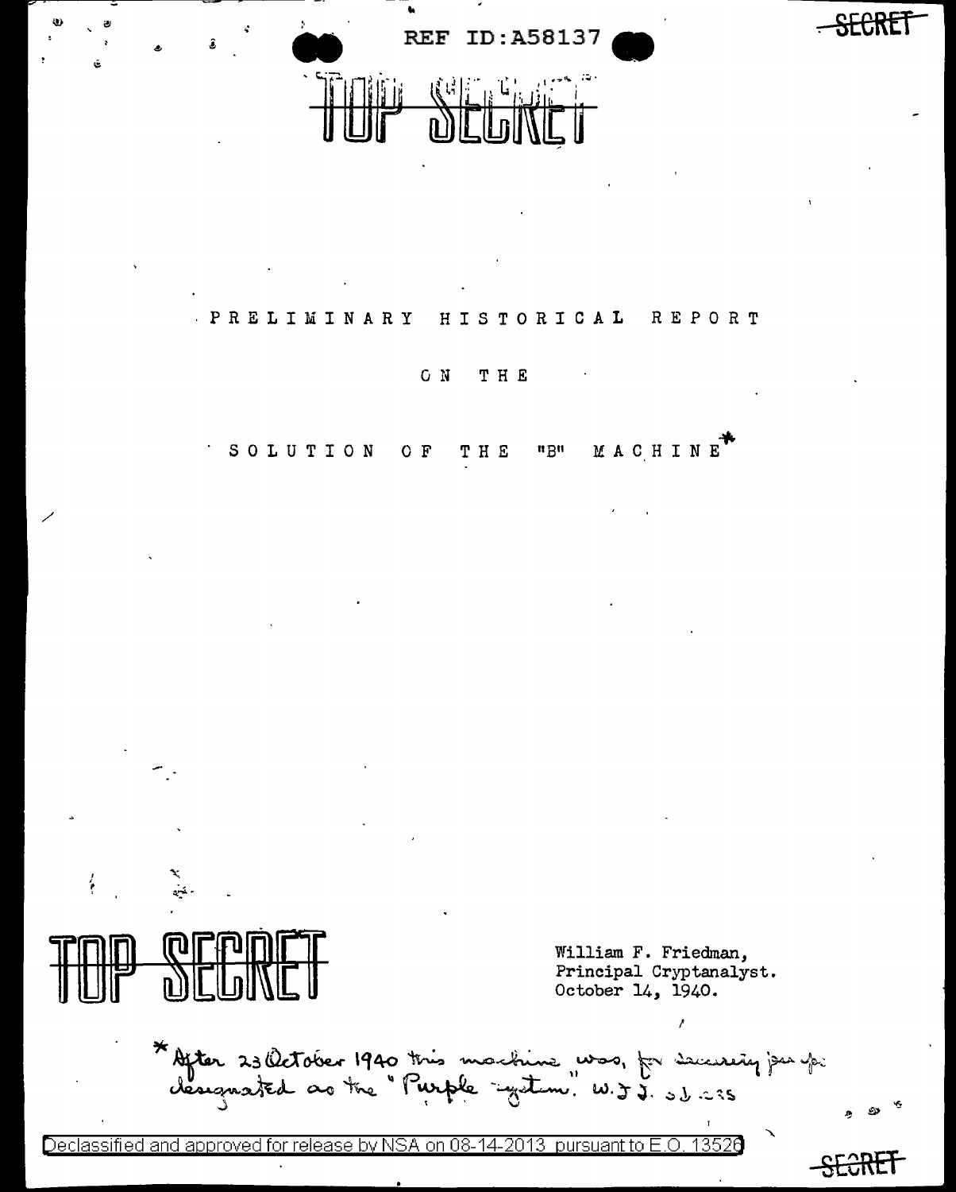TOP SECRET

# PRELIMINARY HISTORICAL REPORT

## ON THE

## SOLUTION OF THE "B" MACHINE*

TOP SECRET

William F. Friedman,
Principal Cryptanalyst.
October 14, 1940.

* After 23 October 1940 this machine was, for security purposes, designated as the "Purple system". W.F.F.

Declassified and approved for release by NSA on 08-14-2013 pursuant to E.O. 13526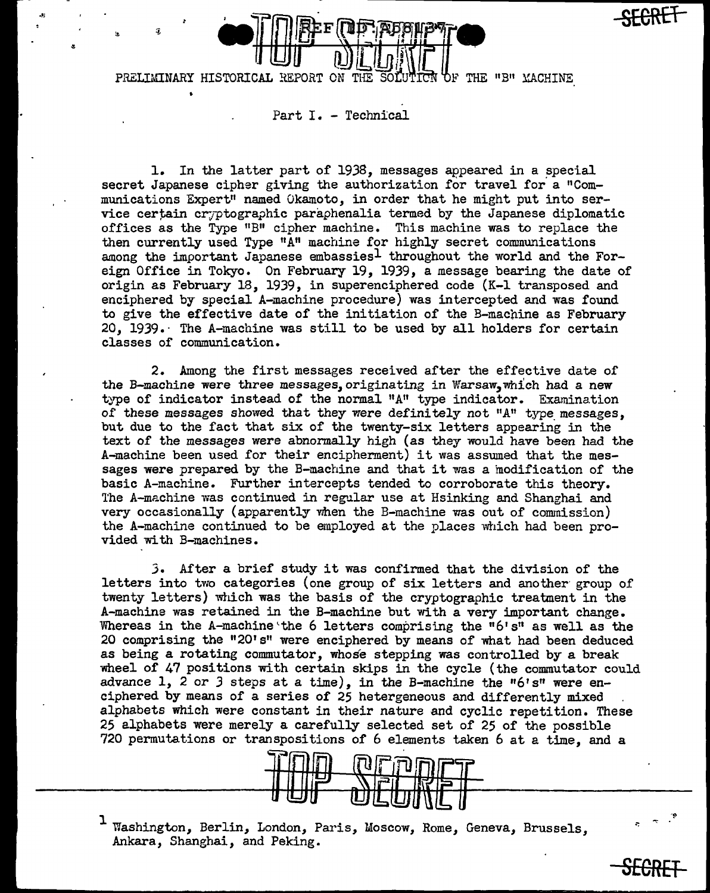PRELIMINARY HISTORICAL REPORT ON THE SOLUTION OF THE "B" MACHINE

Part I. - Technical

1. In the latter part of 1938, messages appeared in a special secret Japanese cipher giving the authorization for travel for a "Communications Expert" named Okamoto, in order that he might put into service certain cryptographic paraphenalia termed by the Japanese diplomatic offices as the Type "B" cipher machine. This machine was to replace the then currently used Type "A" machine for highly secret communications among the important Japanese embassies[1] throughout the world and the Foreign Office in Tokyo. On February 19, 1939, a message bearing the date of origin as February 18, 1939, in superenciphered code (K-1 transposed and enciphered by special A-machine procedure) was intercepted and was found to give the effective date of the initiation of the B-machine as February 20, 1939. The A-machine was still to be used by all holders for certain classes of communication.

2. Among the first messages received after the effective date of the B-machine were three messages, originating in Warsaw, which had a new type of indicator instead of the normal "A" type indicator. Examination of these messages showed that they were definitely not "A" type messages, but due to the fact that six of the twenty-six letters appearing in the text of the messages were abnormally high (as they would have been had the A-machine been used for their encipherment) it was assumed that the messages were prepared by the B-machine and that it was a modification of the basic A-machine. Further intercepts tended to corroborate this theory. The A-machine was continued in regular use at Hsinking and Shanghai and very occasionally (apparently when the B-machine was out of commission) the A-machine continued to be employed at the places which had been provided with B-machines.

3. After a brief study it was confirmed that the division of the letters into two categories (one group of six letters and another group of twenty letters) which was the basis of the cryptographic treatment in the A-machine was retained in the B-machine but with a very important change. Whereas in the A-machine the 6 letters comprising the "6's" as well as the 20 comprising the "20's" were enciphered by means of what had been deduced as being a rotating commutator, whose stepping was controlled by a break wheel of 47 positions with certain skips in the cycle (the commutator could advance 1, 2 or 3 steps at a time), in the B-machine the "6's" were enciphered by means of a series of 25 hetergeneous and differently mixed alphabets which were constant in their nature and cyclic repetition. These 25 alphabets were merely a carefully selected set of 25 of the possible 720 permutations or transpositions of 6 elements taken 6 at a time, and a

[1] Washington, Berlin, London, Paris, Moscow, Rome, Geneva, Brussels, Ankara, Shanghai, and Peking.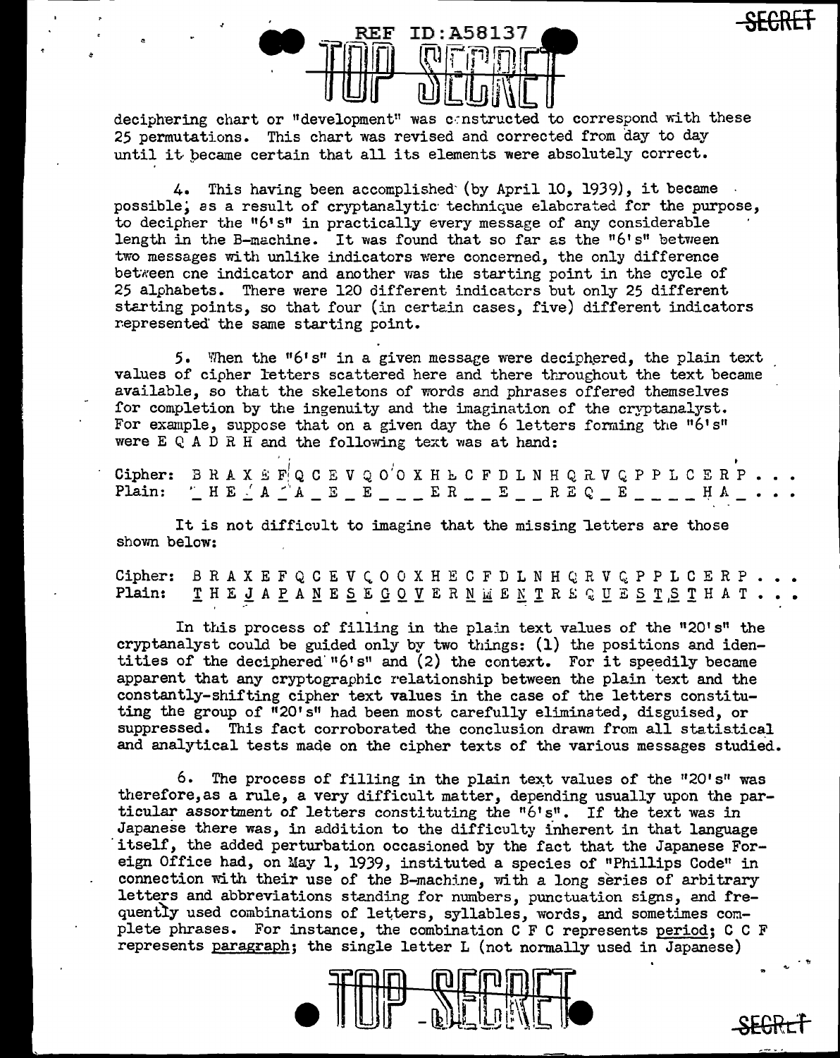deciphering chart or "development" was constructed to correspond with these 25 permutations. This chart was revised and corrected from day to day until it became certain that all its elements were absolutely correct.

4. This having been accomplished (by April 10, 1939), it became possible, as a result of cryptanalytic technique elaborated for the purpose, to decipher the "6's" in practically every message of any considerable length in the B-machine. It was found that so far as the "6's" between two messages with unlike indicators were concerned, the only difference between one indicator and another was the starting point in the cycle of 25 alphabets. There were 120 different indicators but only 25 different starting points, so that four (in certain cases, five) different indicators represented the same starting point.

5. When the "6's" in a given message were deciphered, the plain text values of cipher letters scattered here and there throughout the text became available, so that the skeletons of words and phrases offered themselves for completion by the ingenuity and the imagination of the cryptanalyst. For example, suppose that on a given day the 6 letters forming the "6's" were E Q A D R H and the following text was at hand:

```
Cipher: B R A X E F Q C E V Q O O X H E C F D L N H Q R V Q P P L C E R P . . .
Plain:  _ H E _ A _ A _ E _ E _ _ _ E R _ _ E _ _ R E Q _ E _ _ _ _ H A _ . . .
```

It is not difficult to imagine that the missing letters are those shown below:

```
Cipher: B R A X E F Q C E V Q O O X H E C F D L N H Q R V Q P P L C E R P . . .
Plain:  T H E J A P A N E S E G O V E R N M E N T R E Q U E S T S T H A T . . .
```

In this process of filling in the plain text values of the "20's" the cryptanalyst could be guided only by two things: (1) the positions and identities of the deciphered "6's" and (2) the context. For it speedily became apparent that any cryptographic relationship between the plain text and the constantly-shifting cipher text values in the case of the letters constituting the group of "20's" had been most carefully eliminated, disguised, or suppressed. This fact corroborated the conclusion drawn from all statistical and analytical tests made on the cipher texts of the various messages studied.

6. The process of filling in the plain text values of the "20's" was therefore, as a rule, a very difficult matter, depending usually upon the particular assortment of letters constituting the "6's". If the text was in Japanese there was, in addition to the difficulty inherent in that language itself, the added perturbation occasioned by the fact that the Japanese Foreign Office had, on May 1, 1939, instituted a species of "Phillips Code" in connection with their use of the B-machine, with a long series of arbitrary letters and abbreviations standing for numbers, punctuation signs, and frequently used combinations of letters, syllables, words, and sometimes complete phrases. For instance, the combination C F C represents period; C C F represents paragraph; the single letter L (not normally used in Japanese)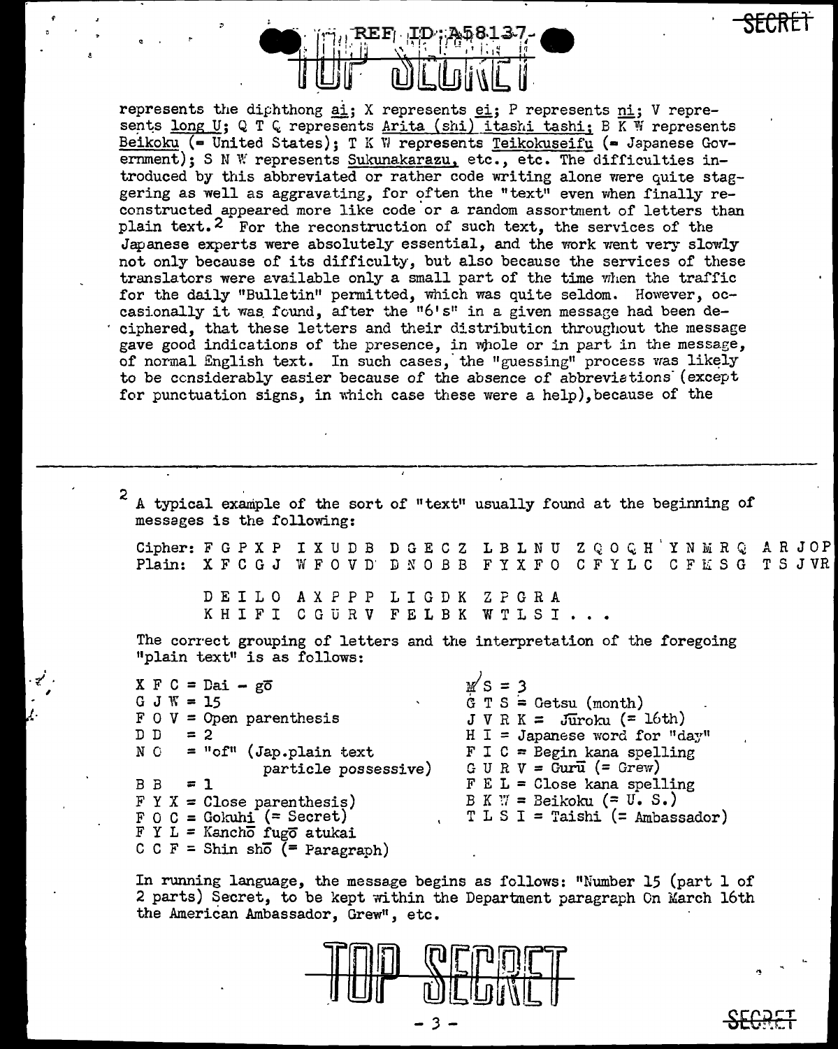represents the diphthong ai; X represents ei; P represents ni; V represents long U; Q T Q represents Arita (shi) itashi tashi; B K W represents Beikoku (= United States); T K W represents Teikokuseifu (= Japanese Government); S N W represents Sukunakarazu, etc., etc. The difficulties introduced by this abbreviated or rather code writing alone were quite staggering as well as aggravating, for often the "text" even when finally reconstructed appeared more like code or a random assortment of letters than plain text.[2] For the reconstruction of such text, the services of the Japanese experts were absolutely essential, and the work went very slowly not only because of its difficulty, but also because the services of these translators were available only a small part of the time when the traffic for the daily "Bulletin" permitted, which was quite seldom. However, occasionally it was found, after the "6's" in a given message had been deciphered, that these letters and their distribution throughout the message gave good indications of the presence, in whole or in part in the message, of normal English text. In such cases, the "guessing" process was likely to be considerably easier because of the absence of abbreviations (except for punctuation signs, in which case these were a help), because of the

---

[2] A typical example of the sort of "text" usually found at the beginning of messages is the following:

```
Cipher: F G P X P  I X U D B  D G E C Z  L B L N U  Z Q O Q H  Y N M R Q  A R J O P
Plain:  X F C G J  W F O V D  D N O B B  F Y X F O  C F Y L C  C F M S G  T S J V R

        D E I L O  A X P P P  L I G D K  Z P G R A
        K H I F I  C G U R V  F E L B K  W T L S I . . .
```

The correct grouping of letters and the interpretation of the foregoing "plain text" is as follows:

```
X F C = Dai - gō                          M S = 3
G J W = 15                                G T S = Getsu (month)
F O V = Open parenthesis                  J V R K =  Jūroku (= 16th)
D D   = 2                                 H I = Japanese word for "day"
N O   = "of" (Jap.plain text              F I C = Begin kana spelling
              particle possessive)        G U R V = Gurū (= Grew)
B B   = 1                                 F E L = Close kana spelling
F Y X = Close parenthesis)                B K W = Beikoku (= U. S.)
F O C = Gokuhi (= Secret)                 T L S I = Taishi (= Ambassador)
F Y L = Kanchō fugō atukai
C C F = Shin shō (= Paragraph)
```

In running language, the message begins as follows: "Number 15 (part 1 of 2 parts) Secret, to be kept within the Department paragraph On March 16th the American Ambassador, Grew", etc.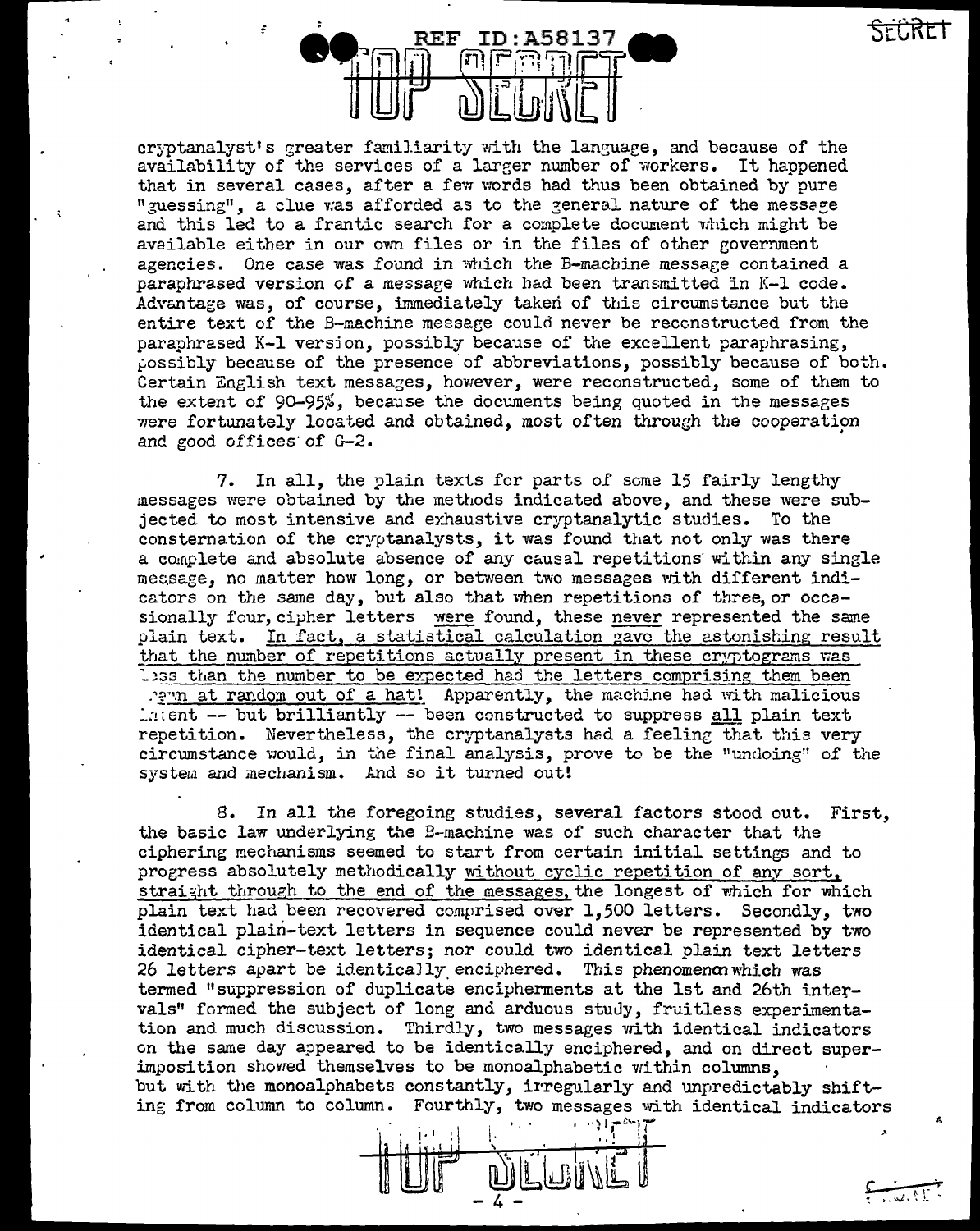cryptanalyst's greater familiarity with the language, and because of the availability of the services of a larger number of workers. It happened that in several cases, after a few words had thus been obtained by pure "guessing", a clue was afforded as to the general nature of the message and this led to a frantic search for a complete document which might be available either in our own files or in the files of other government agencies. One case was found in which the B-machine message contained a paraphrased version of a message which had been transmitted in K-1 code. Advantage was, of course, immediately taken of this circumstance but the entire text of the B-machine message could never be reconstructed from the paraphrased K-1 version, possibly because of the excellent paraphrasing, possibly because of the presence of abbreviations, possibly because of both. Certain English text messages, however, were reconstructed, some of them to the extent of 90-95%, because the documents being quoted in the messages were fortunately located and obtained, most often through the cooperation and good offices of G-2.

7. In all, the plain texts for parts of some 15 fairly lengthy messages were obtained by the methods indicated above, and these were subjected to most intensive and exhaustive cryptanalytic studies. To the consternation of the cryptanalysts, it was found that not only was there a complete and absolute absence of any causal repetitions within any single message, no matter how long, or between two messages with different indicators on the same day, but also that when repetitions of three, or occasionally four, cipher letters <u>were</u> found, these <u>never</u> represented the same plain text. <u>In fact, a statistical calculation gave the astonishing result that the number of repetitions actually present in these cryptograms was less than the number to be expected had the letters comprising them been drawn at random out of a hat!</u> Apparently, the machine had with malicious intent -- but brilliantly -- been constructed to suppress <u>all</u> plain text repetition. Nevertheless, the cryptanalysts had a feeling that this very circumstance would, in the final analysis, prove to be the "undoing" of the system and mechanism. And so it turned out!

8. In all the foregoing studies, several factors stood out. First, the basic law underlying the B-machine was of such character that the ciphering mechanisms seemed to start from certain initial settings and to progress absolutely methodically <u>without cyclic repetition of any sort, straight through to the end of the messages,</u> the longest of which for which plain text had been recovered comprised over 1,500 letters. Secondly, two identical plain-text letters in sequence could never be represented by two identical cipher-text letters; nor could two identical plain text letters 26 letters apart be identically enciphered. This phenomenon which was termed "suppression of duplicate encipherments at the 1st and 26th intervals" formed the subject of long and arduous study, fruitless experimentation and much discussion. Thirdly, two messages with identical indicators on the same day appeared to be identically enciphered, and on direct superimposition showed themselves to be monoalphabetic within columns, but with the monoalphabets constantly, irregularly and unpredictably shifting from column to column. Fourthly, two messages with identical indicators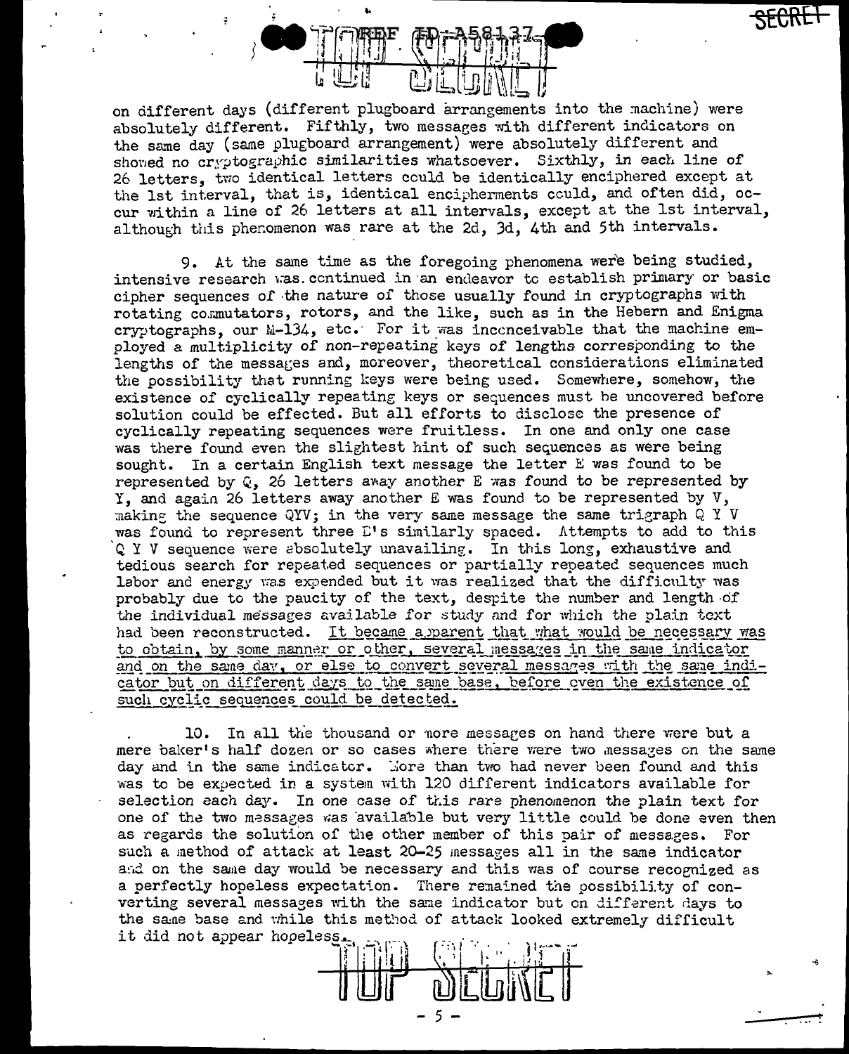on different days (different plugboard arrangements into the machine) were absolutely different. Fifthly, two messages with different indicators on the same day (same plugboard arrangement) were absolutely different and showed no cryptographic similarities whatsoever. Sixthly, in each line of 26 letters, two identical letters could be identically enciphered except at the 1st interval, that is, identical encipherments could, and often did, occur within a line of 26 letters at all intervals, except at the 1st interval, although this phenomenon was rare at the 2d, 3d, 4th and 5th intervals.

9. At the same time as the foregoing phenomena were being studied, intensive research was continued in an endeavor to establish primary or basic cipher sequences of the nature of those usually found in cryptographs with rotating commutators, rotors, and the like, such as in the Hebern and Enigma cryptographs, our M-134, etc. For it was inconceivable that the machine employed a multiplicity of non-repeating keys of lengths corresponding to the lengths of the messages and, moreover, theoretical considerations eliminated the possibility that running keys were being used. Somewhere, somehow, the existence of cyclically repeating keys or sequences must be uncovered before solution could be effected. But all efforts to disclose the presence of cyclically repeating sequences were fruitless. In one and only one case was there found even the slightest hint of such sequences as were being sought. In a certain English text message the letter E was found to be represented by Q, 26 letters away another E was found to be represented by Y, and again 26 letters away another E was found to be represented by V, making the sequence QYV; in the very same message the same trigraph Q Y V was found to represent three E's similarly spaced. Attempts to add to this Q Y V sequence were absolutely unavailing. In this long, exhaustive and tedious search for repeated sequences or partially repeated sequences much labor and energy was expended but it was realized that the difficulty was probably due to the paucity of the text, despite the number and length of the individual messages available for study and for which the plain text had been reconstructed. <u>It became apparent that what would be necessary was to obtain, by some manner or other, several messages in the same indicator and on the same day, or else to convert several messages with the same indicator but on different days to the same base, before even the existence of such cyclic sequences could be detected.</u>

10. In all the thousand or more messages on hand there were but a mere baker's half dozen or so cases where there were two messages on the same day and in the same indicator. More than two had never been found and this was to be expected in a system with 120 different indicators available for selection each day. In one case of this rare phenomenon the plain text for one of the two messages was available but very little could be done even then as regards the solution of the other member of this pair of messages. For such a method of attack at least 20-25 messages all in the same indicator and on the same day would be necessary and this was of course recognized as a perfectly hopeless expectation. There remained the possibility of converting several messages with the same indicator but on different days to the same base and while this method of attack looked extremely difficult it did not appear hopeless.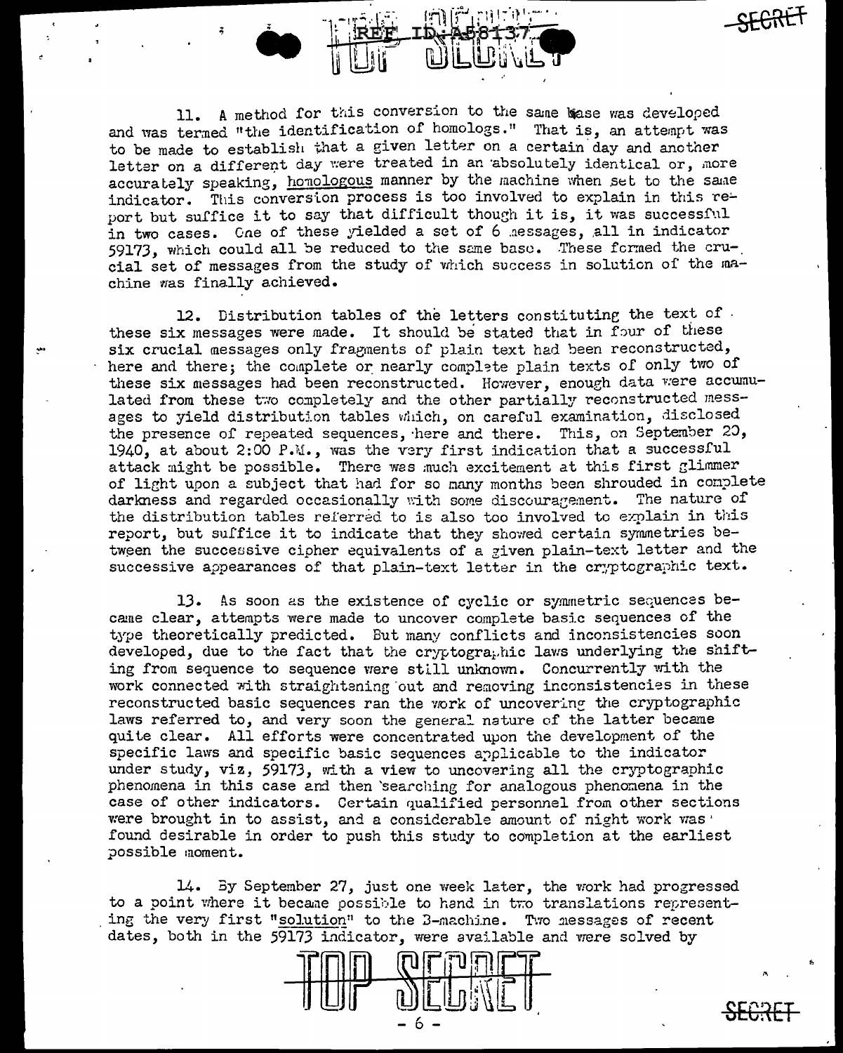11. A method for this conversion to the same base was developed and was termed "the identification of homologs." That is, an attempt was to be made to establish that a given letter on a certain day and another letter on a different day were treated in an absolutely identical or, more accurately speaking, homologous manner by the machine when set to the same indicator. This conversion process is too involved to explain in this report but suffice it to say that difficult though it is, it was successful in two cases. One of these yielded a set of 6 messages, all in indicator 59173, which could all be reduced to the same base. These formed the crucial set of messages from the study of which success in solution of the machine was finally achieved.

12. Distribution tables of the letters constituting the text of these six messages were made. It should be stated that in four of these six crucial messages only fragments of plain text had been reconstructed, here and there; the complete or nearly complete plain texts of only two of these six messages had been reconstructed. However, enough data were accumulated from these two completely and the other partially reconstructed messages to yield distribution tables which, on careful examination, disclosed the presence of repeated sequences, here and there. This, on September 20, 1940, at about 2:00 P.M., was the very first indication that a successful attack might be possible. There was much excitement at this first glimmer of light upon a subject that had for so many months been shrouded in complete darkness and regarded occasionally with some discouragement. The nature of the distribution tables referred to is also too involved to explain in this report, but suffice it to indicate that they showed certain symmetries between the successive cipher equivalents of a given plain-text letter and the successive appearances of that plain-text letter in the cryptographic text.

13. As soon as the existence of cyclic or symmetric sequences became clear, attempts were made to uncover complete basic sequences of the type theoretically predicted. But many conflicts and inconsistencies soon developed, due to the fact that the cryptographic laws underlying the shifting from sequence to sequence were still unknown. Concurrently with the work connected with straightening out and removing inconsistencies in these reconstructed basic sequences ran the work of uncovering the cryptographic laws referred to, and very soon the general nature of the latter became quite clear. All efforts were concentrated upon the development of the specific laws and specific basic sequences applicable to the indicator under study, viz, 59173, with a view to uncovering all the cryptographic phenomena in this case and then searching for analogous phenomena in the case of other indicators. Certain qualified personnel from other sections were brought in to assist, and a considerable amount of night work was found desirable in order to push this study to completion at the earliest possible moment.

14. By September 27, just one week later, the work had progressed to a point where it became possible to hand in two translations representing the very first "solution" to the B-machine. Two messages of recent dates, both in the 59173 indicator, were available and were solved by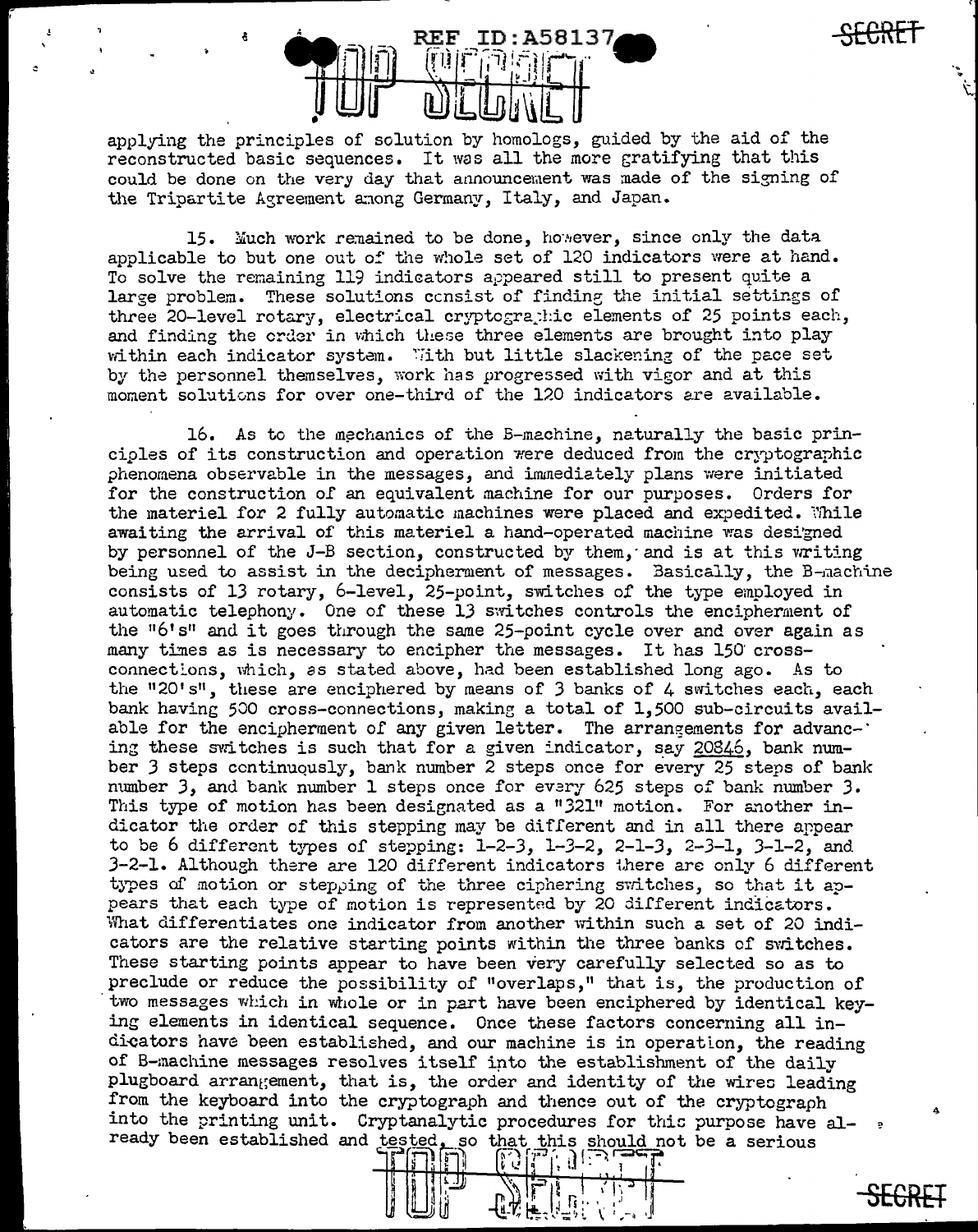applying the principles of solution by homologs, guided by the aid of the reconstructed basic sequences. It was all the more gratifying that this could be done on the very day that announcement was made of the signing of the Tripartite Agreement among Germany, Italy, and Japan.

15. Much work remained to be done, however, since only the data applicable to but one out of the whole set of 120 indicators were at hand. To solve the remaining 119 indicators appeared still to present quite a large problem. These solutions consist of finding the initial settings of three 20-level rotary, electrical cryptographic elements of 25 points each, and finding the order in which these three elements are brought into play within each indicator system. With but little slackening of the pace set by the personnel themselves, work has progressed with vigor and at this moment solutions for over one-third of the 120 indicators are available.

16. As to the mechanics of the B-machine, naturally the basic principles of its construction and operation were deduced from the cryptographic phenomena observable in the messages, and immediately plans were initiated for the construction of an equivalent machine for our purposes. Orders for the materiel for 2 fully automatic machines were placed and expedited. While awaiting the arrival of this materiel a hand-operated machine was designed by personnel of the J-B section, constructed by them, and is at this writing being used to assist in the decipherment of messages. Basically, the B-machine consists of 13 rotary, 6-level, 25-point, switches of the type employed in automatic telephony. One of these 13 switches controls the encipherment of the "6's" and it goes through the same 25-point cycle over and over again as many times as is necessary to encipher the messages. It has 150 cross-connections, which, as stated above, had been established long ago. As to the "20's", these are enciphered by means of 3 banks of 4 switches each, each bank having 500 cross-connections, making a total of 1,500 sub-circuits available for the encipherment of any given letter. The arrangements for advancing these switches is such that for a given indicator, say 20846, bank number 3 steps continuously, bank number 2 steps once for every 25 steps of bank number 3, and bank number 1 steps once for every 625 steps of bank number 3. This type of motion has been designated as a "321" motion. For another indicator the order of this stepping may be different and in all there appear to be 6 different types of stepping: 1-2-3, 1-3-2, 2-1-3, 2-3-1, 3-1-2, and 3-2-1. Although there are 120 different indicators there are only 6 different types of motion or stepping of the three ciphering switches, so that it appears that each type of motion is represented by 20 different indicators. What differentiates one indicator from another within such a set of 20 indicators are the relative starting points within the three banks of switches. These starting points appear to have been very carefully selected so as to preclude or reduce the possibility of "overlaps," that is, the production of two messages which in whole or in part have been enciphered by identical keying elements in identical sequence. Once these factors concerning all indicators have been established, and our machine is in operation, the reading of B-machine messages resolves itself into the establishment of the daily plugboard arrangement, that is, the order and identity of the wires leading from the keyboard into the cryptograph and thence out of the cryptograph into the printing unit. Cryptanalytic procedures for this purpose have already been established and tested, so that this should not be a serious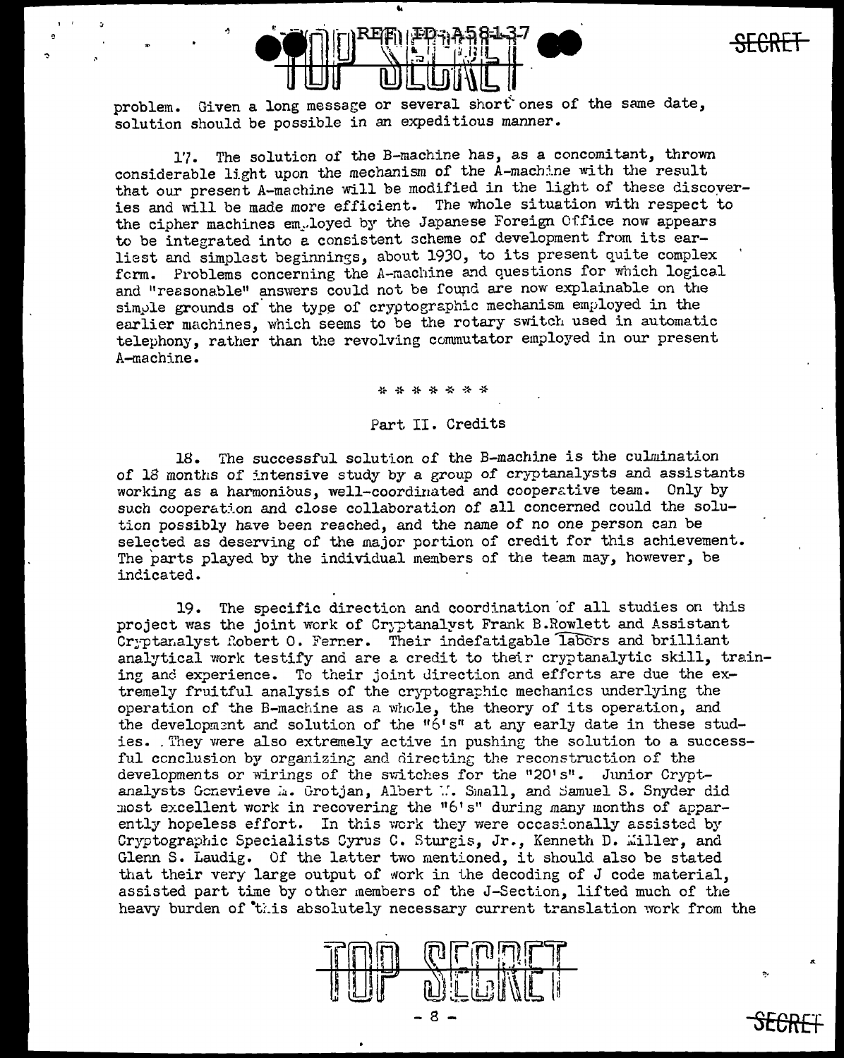problem. Given a long message or several short ones of the same date, solution should be possible in an expeditious manner.

17. The solution of the B-machine has, as a concomitant, thrown considerable light upon the mechanism of the A-machine with the result that our present A-machine will be modified in the light of these discoveries and will be made more efficient. The whole situation with respect to the cipher machines employed by the Japanese Foreign Office now appears to be integrated into a consistent scheme of development from its earliest and simplest beginnings, about 1930, to its present quite complex form. Problems concerning the A-machine and questions for which logical and "reasonable" answers could not be found are now explainable on the simple grounds of the type of cryptographic mechanism employed in the earlier machines, which seems to be the rotary switch used in automatic telephony, rather than the revolving commutator employed in our present A-machine.

\* \* \* \* \* \* \*

## Part II. Credits

18. The successful solution of the B-machine is the culmination of 18 months of intensive study by a group of cryptanalysts and assistants working as a harmonious, well-coordinated and cooperative team. Only by such cooperation and close collaboration of all concerned could the solution possibly have been reached, and the name of no one person can be selected as deserving of the major portion of credit for this achievement. The parts played by the individual members of the team may, however, be indicated.

19. The specific direction and coordination of all studies on this project was the joint work of Cryptanalyst Frank B. Rowlett and Assistant Cryptanalyst Robert O. Ferner. Their indefatigable labors and brilliant analytical work testify and are a credit to their cryptanalytic skill, training and experience. To their joint direction and efforts are due the extremely fruitful analysis of the cryptographic mechanics underlying the operation of the B-machine as a whole, the theory of its operation, and the development and solution of the "6's" at any early date in these studies. They were also extremely active in pushing the solution to a successful conclusion by organizing and directing the reconstruction of the developments or wirings of the switches for the "20's". Junior Cryptanalysts Genevieve M. Grotjan, Albert W. Small, and Samuel S. Snyder did most excellent work in recovering the "6's" during many months of apparently hopeless effort. In this work they were occasionally assisted by Cryptographic Specialists Cyrus C. Sturgis, Jr., Kenneth D. Miller, and Glenn S. Laudig. Of the latter two mentioned, it should also be stated that their very large output of work in the decoding of J code material, assisted part time by other members of the J-Section, lifted much of the heavy burden of this absolutely necessary current translation work from the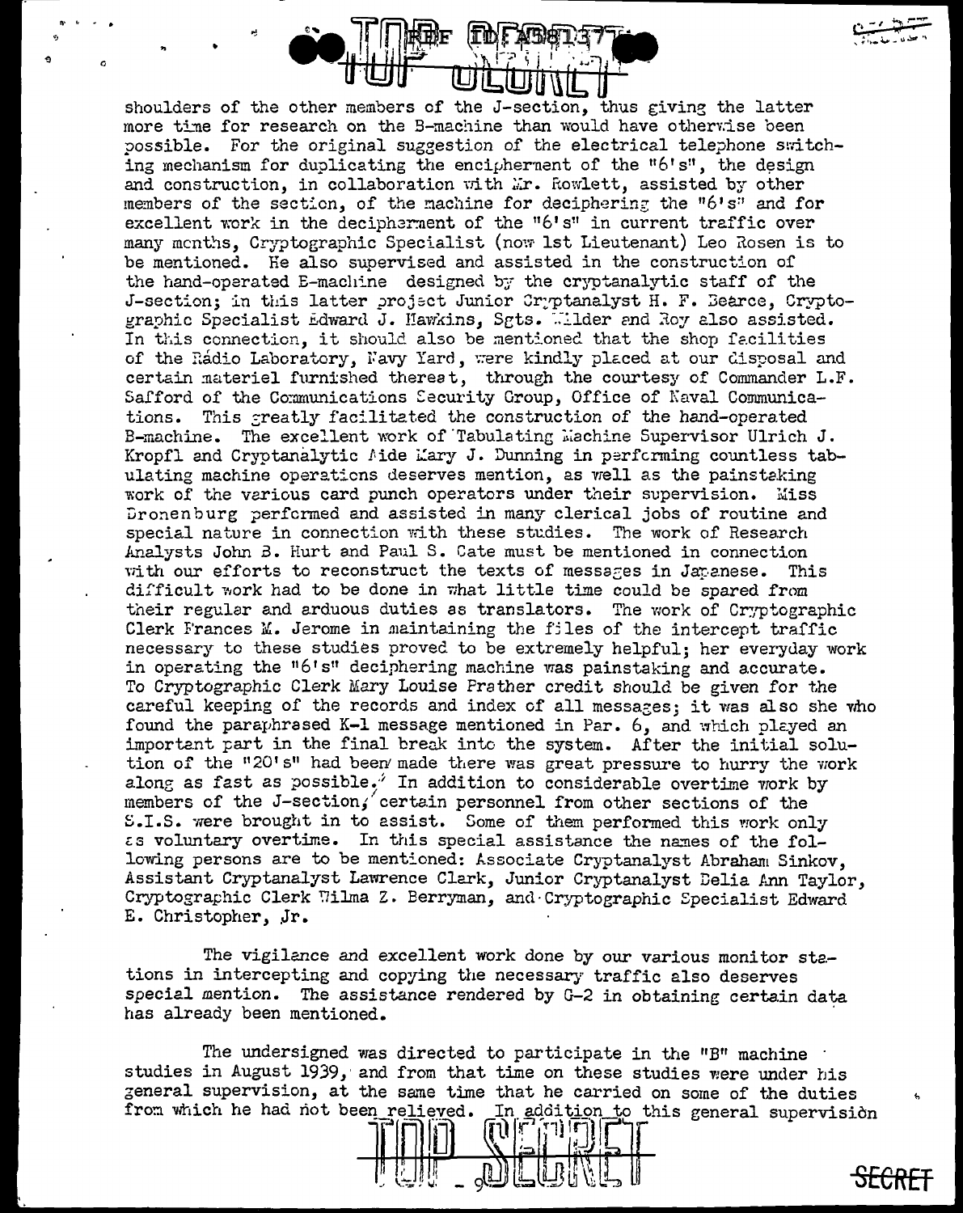shoulders of the other members of the J-section, thus giving the latter more time for research on the B-machine than would have otherwise been possible. For the original suggestion of the electrical telephone switching mechanism for duplicating the encipherment of the "6's", the design and construction, in collaboration with Mr. Rowlett, assisted by other members of the section, of the machine for deciphering the "6's" and for excellent work in the decipherment of the "6's" in current traffic over many months, Cryptographic Specialist (now 1st Lieutenant) Leo Rosen is to be mentioned. He also supervised and assisted in the construction of the hand-operated B-machine designed by the cryptanalytic staff of the J-section; in this latter project Junior Cryptanalyst H. F. Bearce, Cryptographic Specialist Edward J. Hawkins, Sgts. Wilder and Roy also assisted. In this connection, it should also be mentioned that the shop facilities of the Radio Laboratory, Navy Yard, were kindly placed at our disposal and certain materiel furnished thereat, through the courtesy of Commander L.F. Safford of the Communications Security Group, Office of Naval Communications. This greatly facilitated the construction of the hand-operated B-machine. The excellent work of Tabulating Machine Supervisor Ulrich J. Kropfl and Cryptanalytic Aide Mary J. Dunning in performing countless tabulating machine operations deserves mention, as well as the painstaking work of the various card punch operators under their supervision. Miss Dronenburg performed and assisted in many clerical jobs of routine and special nature in connection with these studies. The work of Research Analysts John B. Hurt and Paul S. Cate must be mentioned in connection with our efforts to reconstruct the texts of messages in Japanese. This difficult work had to be done in what little time could be spared from their regular and arduous duties as translators. The work of Cryptographic Clerk Frances M. Jerome in maintaining the files of the intercept traffic necessary to these studies proved to be extremely helpful; her everyday work in operating the "6's" deciphering machine was painstaking and accurate. To Cryptographic Clerk Mary Louise Prather credit should be given for the careful keeping of the records and index of all messages; it was also she who found the paraphrased K-1 message mentioned in Par. 6, and which played an important part in the final break into the system. After the initial solution of the "20's" had been made there was great pressure to hurry the work along as fast as possible. In addition to considerable overtime work by members of the J-section, certain personnel from other sections of the S.I.S. were brought in to assist. Some of them performed this work only as voluntary overtime. In this special assistance the names of the following persons are to be mentioned: Associate Cryptanalyst Abraham Sinkov, Assistant Cryptanalyst Lawrence Clark, Junior Cryptanalyst Delia Ann Taylor, Cryptographic Clerk Wilma Z. Berryman, and Cryptographic Specialist Edward E. Christopher, Jr.

The vigilance and excellent work done by our various monitor stations in intercepting and copying the necessary traffic also deserves special mention. The assistance rendered by G-2 in obtaining certain data has already been mentioned.

The undersigned was directed to participate in the "B" machine studies in August 1939, and from that time on these studies were under his general supervision, at the same time that he carried on some of the duties from which he had not been relieved. In addition to this general supervision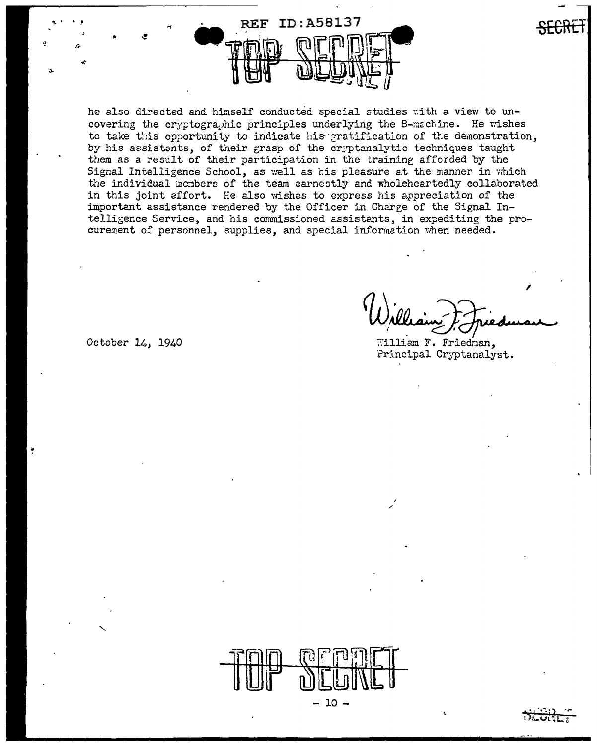he also directed and himself conducted special studies with a view to uncovering the cryptographic principles underlying the B-machine. He wishes to take this opportunity to indicate his gratification of the demonstration, by his assistants, of their grasp of the cryptanalytic techniques taught them as a result of their participation in the training afforded by the Signal Intelligence School, as well as his pleasure at the manner in which the individual members of the team earnestly and wholeheartedly collaborated in this joint effort. He also wishes to express his appreciation of the important assistance rendered by the Officer in Charge of the Signal Intelligence Service, and his commissioned assistants, in expediting the procurement of personnel, supplies, and special information when needed.

October 14, 1940

William F. Friedman,
Principal Cryptanalyst.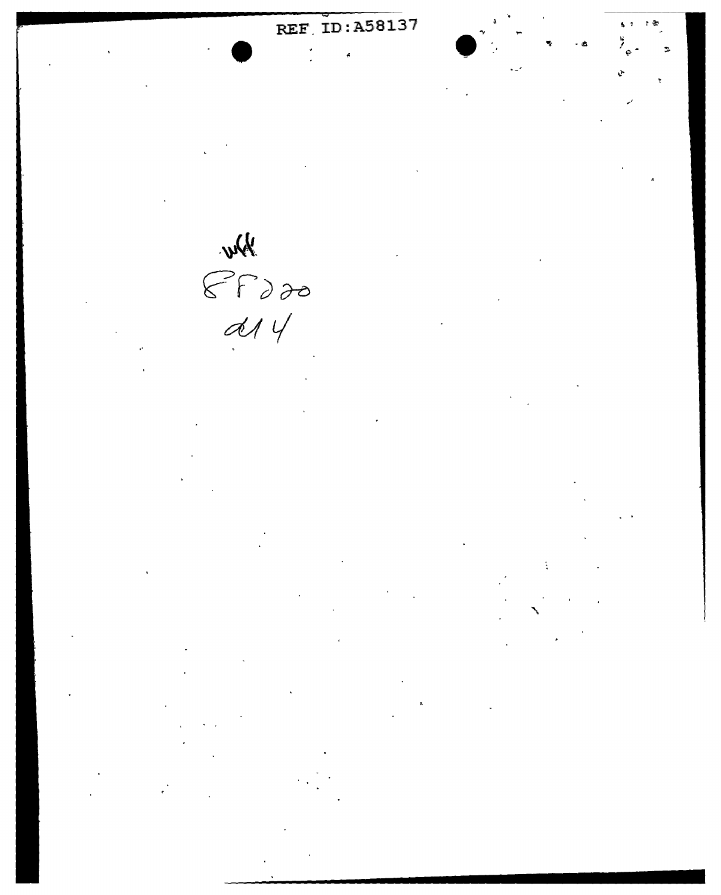REF ID:A58137

wff
8F220
214